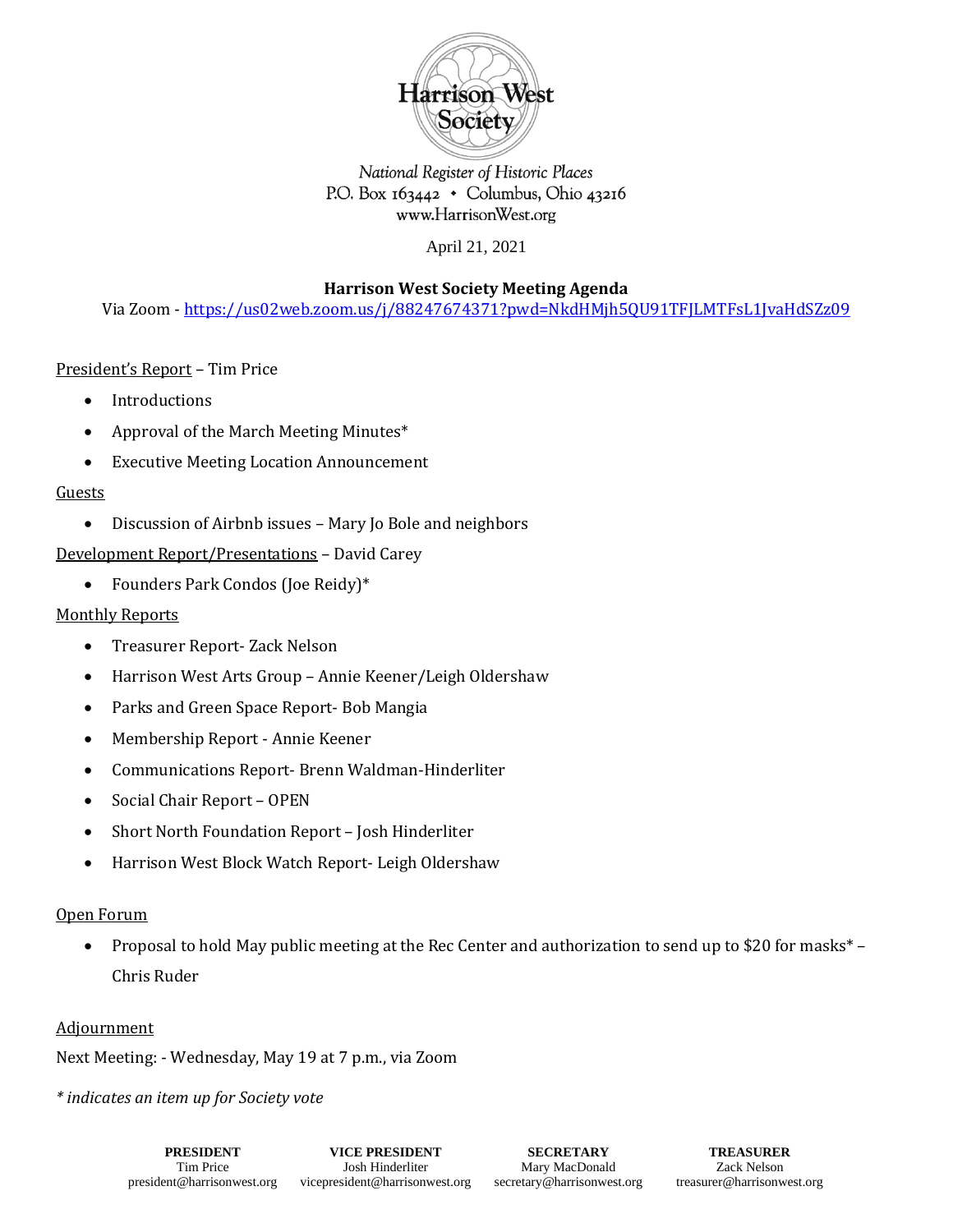Harrison West Society

National Register of Historic Places
P.O. Box 163442 • Columbus, Ohio 43216
www.HarrisonWest.org

April 21, 2021

**Harrison West Society Meeting Agenda**

Via Zoom - https://us02web.zoom.us/j/88247674371?pwd=NkdHMjh5QU91TFJLMTFsL1JvaHdSZz09

President's Report – Tim Price

- Introductions
- Approval of the March Meeting Minutes*
- Executive Meeting Location Announcement

Guests

- Discussion of Airbnb issues – Mary Jo Bole and neighbors

Development Report/Presentations – David Carey

- Founders Park Condos (Joe Reidy)*

Monthly Reports

- Treasurer Report- Zack Nelson
- Harrison West Arts Group – Annie Keener/Leigh Oldershaw
- Parks and Green Space Report- Bob Mangia
- Membership Report - Annie Keener
- Communications Report- Brenn Waldman-Hinderliter
- Social Chair Report – OPEN
- Short North Foundation Report – Josh Hinderliter
- Harrison West Block Watch Report- Leigh Oldershaw

Open Forum

- Proposal to hold May public meeting at the Rec Center and authorization to send up to $20 for masks* – Chris Ruder

Adjournment

Next Meeting: - Wednesday, May 19 at 7 p.m., via Zoom

*\* indicates an item up for Society vote*

| PRESIDENT | VICE PRESIDENT | SECRETARY | TREASURER |
|---|---|---|---|
| Tim Price | Josh Hinderliter | Mary MacDonald | Zack Nelson |
| president@harrisonwest.org | vicepresident@harrisonwest.org | secretary@harrisonwest.org | treasurer@harrisonwest.org |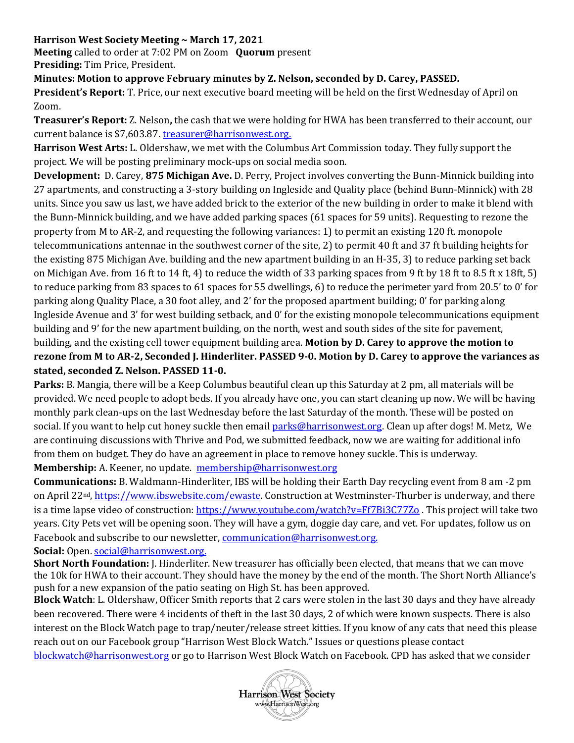**Harrison West Society Meeting ~ March 17, 2021**

**Meeting** called to order at 7:02 PM on Zoom **Quorum** present

**Presiding:** Tim Price, President.

**Minutes: Motion to approve February minutes by Z. Nelson, seconded by D. Carey, PASSED.**

**President's Report:** T. Price, our next executive board meeting will be held on the first Wednesday of April on Zoom.

**Treasurer's Report:** Z. Nelson**,** the cash that we were holding for HWA has been transferred to their account, our current balance is $7,603.87. treasurer@harrisonwest.org.

**Harrison West Arts:** L. Oldershaw, we met with the Columbus Art Commission today. They fully support the project. We will be posting preliminary mock-ups on social media soon.

**Development:** D. Carey, **875 Michigan Ave.** D. Perry, Project involves converting the Bunn-Minnick building into 27 apartments, and constructing a 3-story building on Ingleside and Quality place (behind Bunn-Minnick) with 28 units. Since you saw us last, we have added brick to the exterior of the new building in order to make it blend with the Bunn-Minnick building, and we have added parking spaces (61 spaces for 59 units). Requesting to rezone the property from M to AR-2, and requesting the following variances: 1) to permit an existing 120 ft. monopole telecommunications antennae in the southwest corner of the site, 2) to permit 40 ft and 37 ft building heights for the existing 875 Michigan Ave. building and the new apartment building in an H-35, 3) to reduce parking set back on Michigan Ave. from 16 ft to 14 ft, 4) to reduce the width of 33 parking spaces from 9 ft by 18 ft to 8.5 ft x 18ft, 5) to reduce parking from 83 spaces to 61 spaces for 55 dwellings, 6) to reduce the perimeter yard from 20.5' to 0' for parking along Quality Place, a 30 foot alley, and 2' for the proposed apartment building; 0' for parking along Ingleside Avenue and 3' for west building setback, and 0' for the existing monopole telecommunications equipment building and 9' for the new apartment building, on the north, west and south sides of the site for pavement, building, and the existing cell tower equipment building area. **Motion by D. Carey to approve the motion to rezone from M to AR-2, Seconded J. Hinderliter. PASSED 9-0. Motion by D. Carey to approve the variances as stated, seconded Z. Nelson. PASSED 11-0.**

**Parks:** B. Mangia, there will be a Keep Columbus beautiful clean up this Saturday at 2 pm, all materials will be provided. We need people to adopt beds. If you already have one, you can start cleaning up now. We will be having monthly park clean-ups on the last Wednesday before the last Saturday of the month. These will be posted on social. If you want to help cut honey suckle then email parks@harrisonwest.org. Clean up after dogs! M. Metz, We are continuing discussions with Thrive and Pod, we submitted feedback, now we are waiting for additional info from them on budget. They do have an agreement in place to remove honey suckle. This is underway.

**Membership:** A. Keener, no update. membership@harrisonwest.org

**Communications:** B. Waldmann-Hinderliter, IBS will be holding their Earth Day recycling event from 8 am -2 pm on April 22nd, https://www.ibswebsite.com/ewaste. Construction at Westminster-Thurber is underway, and there is a time lapse video of construction: https://www.youtube.com/watch?v=Ff7Bi3C77Zo . This project will take two years. City Pets vet will be opening soon. They will have a gym, doggie day care, and vet. For updates, follow us on Facebook and subscribe to our newsletter, communication@harrisonwest.org.

**Social:** Open. social@harrisonwest.org.

**Short North Foundation:** J. Hinderliter. New treasurer has officially been elected, that means that we can move the 10k for HWA to their account. They should have the money by the end of the month. The Short North Alliance's push for a new expansion of the patio seating on High St. has been approved.

**Block Watch**: L. Oldershaw, Officer Smith reports that 2 cars were stolen in the last 30 days and they have already been recovered. There were 4 incidents of theft in the last 30 days, 2 of which were known suspects. There is also interest on the Block Watch page to trap/neuter/release street kitties. If you know of any cats that need this please reach out on our Facebook group "Harrison West Block Watch." Issues or questions please contact blockwatch@harrisonwest.org or go to Harrison West Block Watch on Facebook. CPD has asked that we consider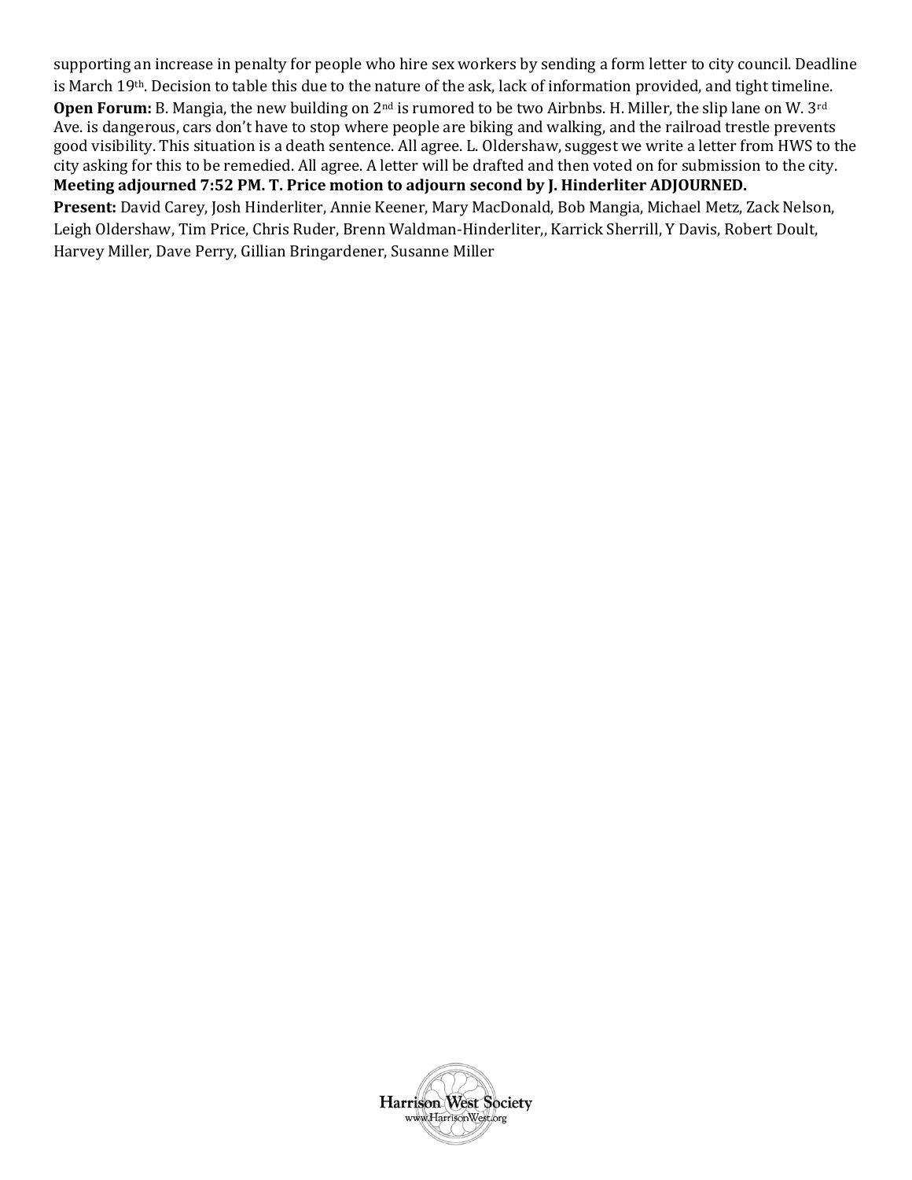supporting an increase in penalty for people who hire sex workers by sending a form letter to city council. Deadline is March 19th. Decision to table this due to the nature of the ask, lack of information provided, and tight timeline.

**Open Forum:** B. Mangia, the new building on 2nd is rumored to be two Airbnbs. H. Miller, the slip lane on W. 3rd Ave. is dangerous, cars don't have to stop where people are biking and walking, and the railroad trestle prevents good visibility. This situation is a death sentence. All agree. L. Oldershaw, suggest we write a letter from HWS to the city asking for this to be remedied. All agree. A letter will be drafted and then voted on for submission to the city.

**Meeting adjourned 7:52 PM. T. Price motion to adjourn second by J. Hinderliter ADJOURNED.**

**Present:** David Carey, Josh Hinderliter, Annie Keener, Mary MacDonald, Bob Mangia, Michael Metz, Zack Nelson, Leigh Oldershaw, Tim Price, Chris Ruder, Brenn Waldman-Hinderliter,, Karrick Sherrill, Y Davis, Robert Doult, Harvey Miller, Dave Perry, Gillian Bringardener, Susanne Miller